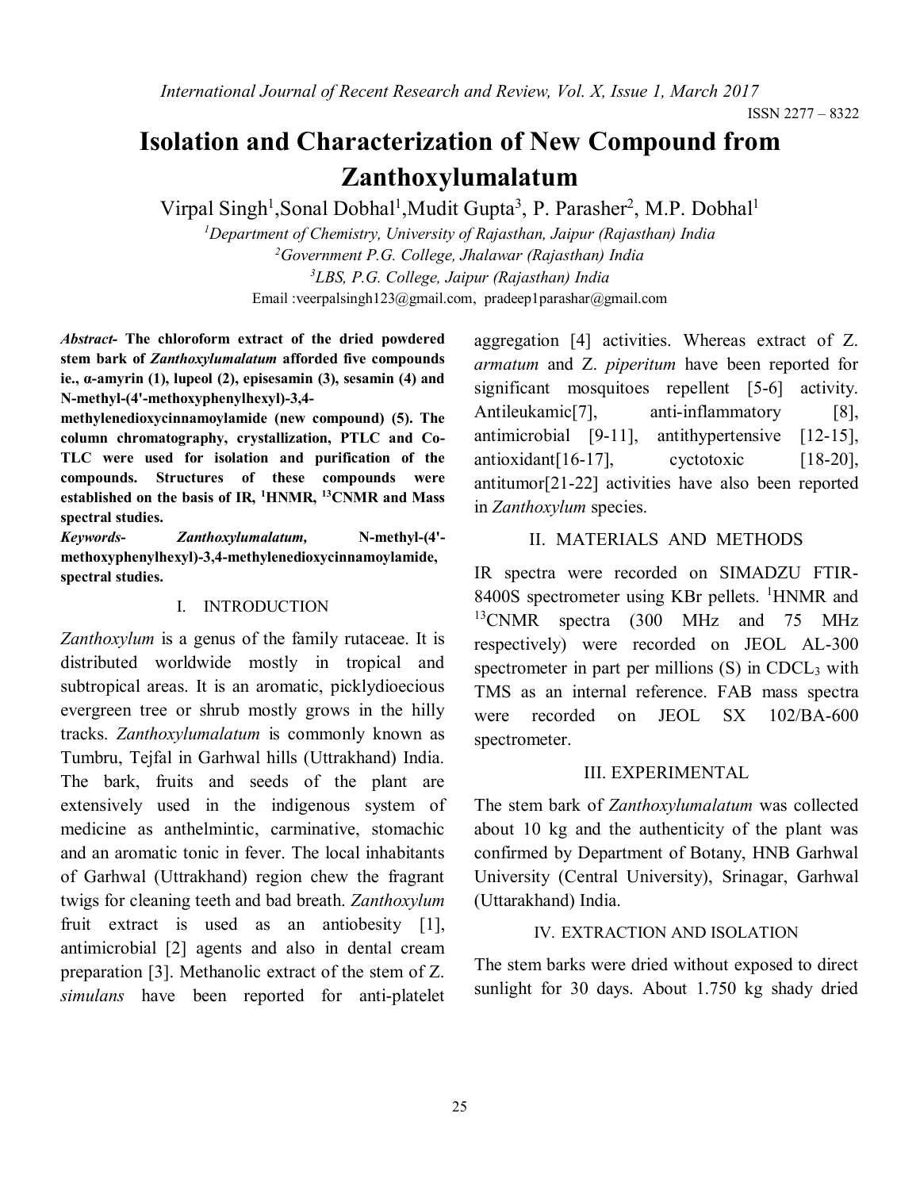ISSN 2277 – 8322

# Isolation and Characterization of New Compound from Zanthoxylumalatum

Virpal Singh[1],Sonal Dobhal[1],Mudit Gupta[3], P. Parasher[2], M.P. Dobhal[1]

[1]Department of Chemistry, University of Rajasthan, Jaipur (Rajasthan) India
[2]Government P.G. College, Jhalawar (Rajasthan) India
[3]LBS, P.G. College, Jaipur (Rajasthan) India
Email :veerpalsingh123@gmail.com, pradeep1parashar@gmail.com

***Abstract*- The chloroform extract of the dried powdered stem bark of *Zanthoxylumalatum* afforded five compounds ie., α-amyrin (1), lupeol (2), episesamin (3), sesamin (4) and N-methyl-(4'-methoxyphenylhexyl)-3,4-methylenedioxycinnamoylamide (new compound) (5). The column chromatography, crystallization, PTLC and Co-TLC were used for isolation and purification of the compounds. Structures of these compounds were established on the basis of IR, [1]HNMR, [13]CNMR and Mass spectral studies.**

***Keywords*- *Zanthoxylumalatum*, N-methyl-(4'-methoxyphenylhexyl)-3,4-methylenedioxycinnamoylamide, spectral studies.**

## I. INTRODUCTION

*Zanthoxylum* is a genus of the family rutaceae. It is distributed worldwide mostly in tropical and subtropical areas. It is an aromatic, picklydioecious evergreen tree or shrub mostly grows in the hilly tracks. *Zanthoxylumalatum* is commonly known as Tumbru, Tejfal in Garhwal hills (Uttrakhand) India. The bark, fruits and seeds of the plant are extensively used in the indigenous system of medicine as anthelmintic, carminative, stomachic and an aromatic tonic in fever. The local inhabitants of Garhwal (Uttrakhand) region chew the fragrant twigs for cleaning teeth and bad breath. *Zanthoxylum* fruit extract is used as an antiobesity [1], antimicrobial [2] agents and also in dental cream preparation [3]. Methanolic extract of the stem of Z. *simulans* have been reported for anti-platelet aggregation [4] activities. Whereas extract of Z. *armatum* and Z. *piperitum* have been reported for significant mosquitoes repellent [5-6] activity. Antileukamic[7], anti-inflammatory [8], antimicrobial [9-11], antihypertensive [12-15], antioxidant[16-17], cyctotoxic [18-20], antitumor[21-22] activities have also been reported in *Zanthoxylum* species.

## II. MATERIALS AND METHODS

IR spectra were recorded on SIMADZU FTIR-8400S spectrometer using KBr pellets. [1]HNMR and [13]CNMR spectra (300 MHz and 75 MHz respectively) were recorded on JEOL AL-300 spectrometer in part per millions (S) in $CDCL_3$ with TMS as an internal reference. FAB mass spectra were recorded on JEOL SX 102/BA-600 spectrometer.

## III. EXPERIMENTAL

The stem bark of *Zanthoxylumalatum* was collected about 10 kg and the authenticity of the plant was confirmed by Department of Botany, HNB Garhwal University (Central University), Srinagar, Garhwal (Uttarakhand) India.

## IV. EXTRACTION AND ISOLATION

The stem barks were dried without exposed to direct sunlight for 30 days. About 1.750 kg shady dried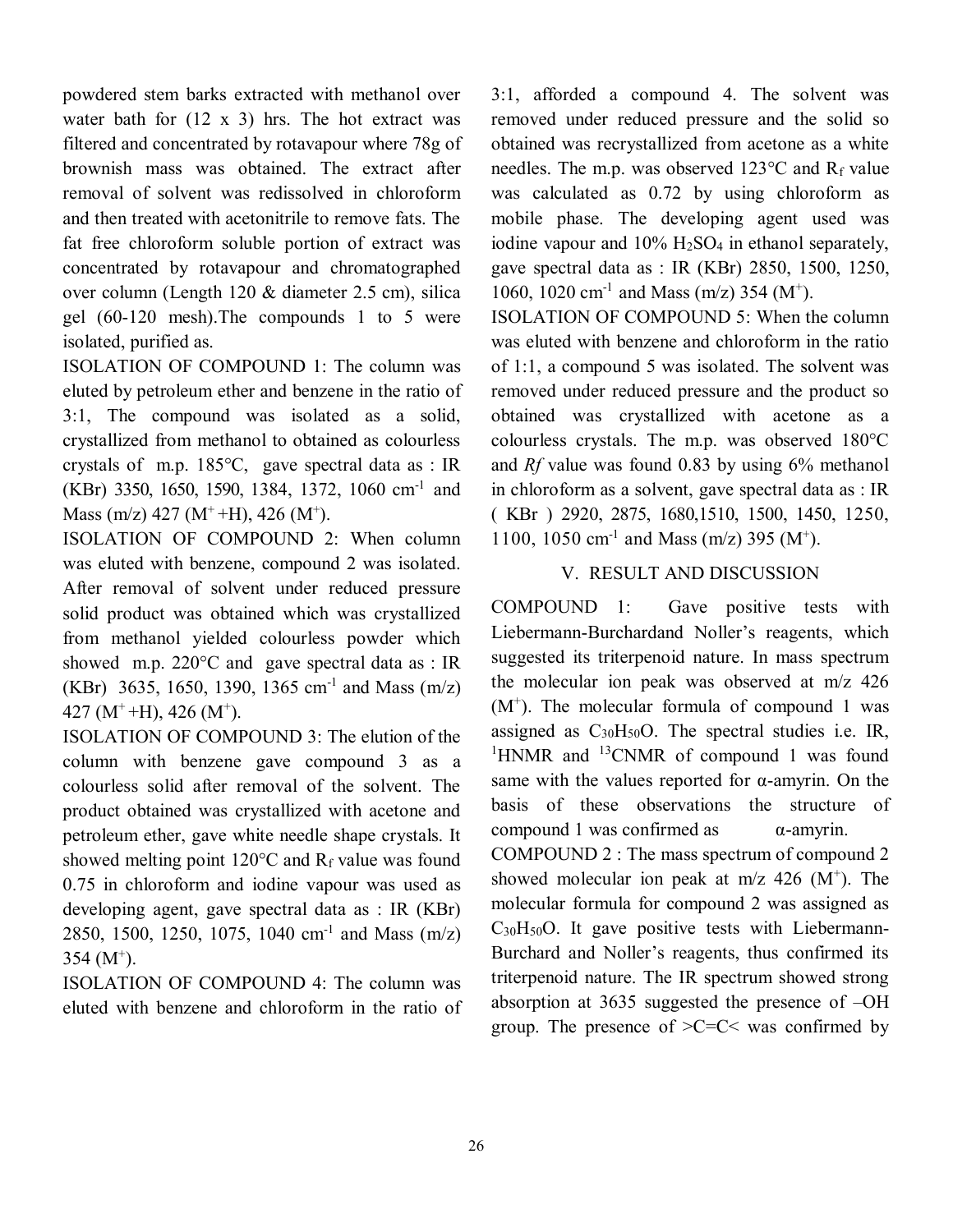powdered stem barks extracted with methanol over water bath for (12 x 3) hrs. The hot extract was filtered and concentrated by rotavapour where 78g of brownish mass was obtained. The extract after removal of solvent was redissolved in chloroform and then treated with acetonitrile to remove fats. The fat free chloroform soluble portion of extract was concentrated by rotavapour and chromatographed over column (Length 120 & diameter 2.5 cm), silica gel (60-120 mesh).The compounds 1 to 5 were isolated, purified as.

ISOLATION OF COMPOUND 1: The column was eluted by petroleum ether and benzene in the ratio of 3:1, The compound was isolated as a solid, crystallized from methanol to obtained as colourless crystals of m.p. 185°C, gave spectral data as : IR (KBr) 3350, 1650, 1590, 1384, 1372, 1060 $cm^{-1}$ and Mass (m/z) 427 ($M^+$+H), 426 ($M^+$).

ISOLATION OF COMPOUND 2: When column was eluted with benzene, compound 2 was isolated. After removal of solvent under reduced pressure solid product was obtained which was crystallized from methanol yielded colourless powder which showed m.p. 220°C and gave spectral data as : IR (KBr) 3635, 1650, 1390, 1365 $cm^{-1}$ and Mass (m/z) 427 ($M^+$+H), 426 ($M^+$).

ISOLATION OF COMPOUND 3: The elution of the column with benzene gave compound 3 as a colourless solid after removal of the solvent. The product obtained was crystallized with acetone and petroleum ether, gave white needle shape crystals. It showed melting point 120°C and $R_f$ value was found 0.75 in chloroform and iodine vapour was used as developing agent, gave spectral data as : IR (KBr) 2850, 1500, 1250, 1075, 1040 $cm^{-1}$ and Mass (m/z) 354 ($M^+$).

ISOLATION OF COMPOUND 4: The column was eluted with benzene and chloroform in the ratio of 3:1, afforded a compound 4. The solvent was removed under reduced pressure and the solid so obtained was recrystallized from acetone as a white needles. The m.p. was observed 123°C and $R_f$ value was calculated as 0.72 by using chloroform as mobile phase. The developing agent used was iodine vapour and 10% $H_2SO_4$ in ethanol separately, gave spectral data as : IR (KBr) 2850, 1500, 1250, 1060, 1020 $cm^{-1}$ and Mass (m/z) 354 ($M^+$).

ISOLATION OF COMPOUND 5: When the column was eluted with benzene and chloroform in the ratio of 1:1, a compound 5 was isolated. The solvent was removed under reduced pressure and the product so obtained was crystallized with acetone as a colourless crystals. The m.p. was observed 180°C and *Rf* value was found 0.83 by using 6% methanol in chloroform as a solvent, gave spectral data as : IR ( KBr ) 2920, 2875, 1680,1510, 1500, 1450, 1250, 1100, 1050 $cm^{-1}$ and Mass (m/z) 395 ($M^+$).

## V. RESULT AND DISCUSSION

COMPOUND 1: Gave positive tests with Liebermann-Burchardand Noller's reagents, which suggested its triterpenoid nature. In mass spectrum the molecular ion peak was observed at m/z 426 ($M^+$). The molecular formula of compound 1 was assigned as $C_{30}H_{50}O$. The spectral studies i.e. IR, $^1$HNMR and $^{13}$CNMR of compound 1 was found same with the values reported for α-amyrin. On the basis of these observations the structure of compound 1 was confirmed as α-amyrin.

COMPOUND 2 : The mass spectrum of compound 2 showed molecular ion peak at m/z 426 ($M^+$). The molecular formula for compound 2 was assigned as $C_{30}H_{50}O$. It gave positive tests with Liebermann-Burchard and Noller's reagents, thus confirmed its triterpenoid nature. The IR spectrum showed strong absorption at 3635 suggested the presence of –OH group. The presence of >C=C< was confirmed by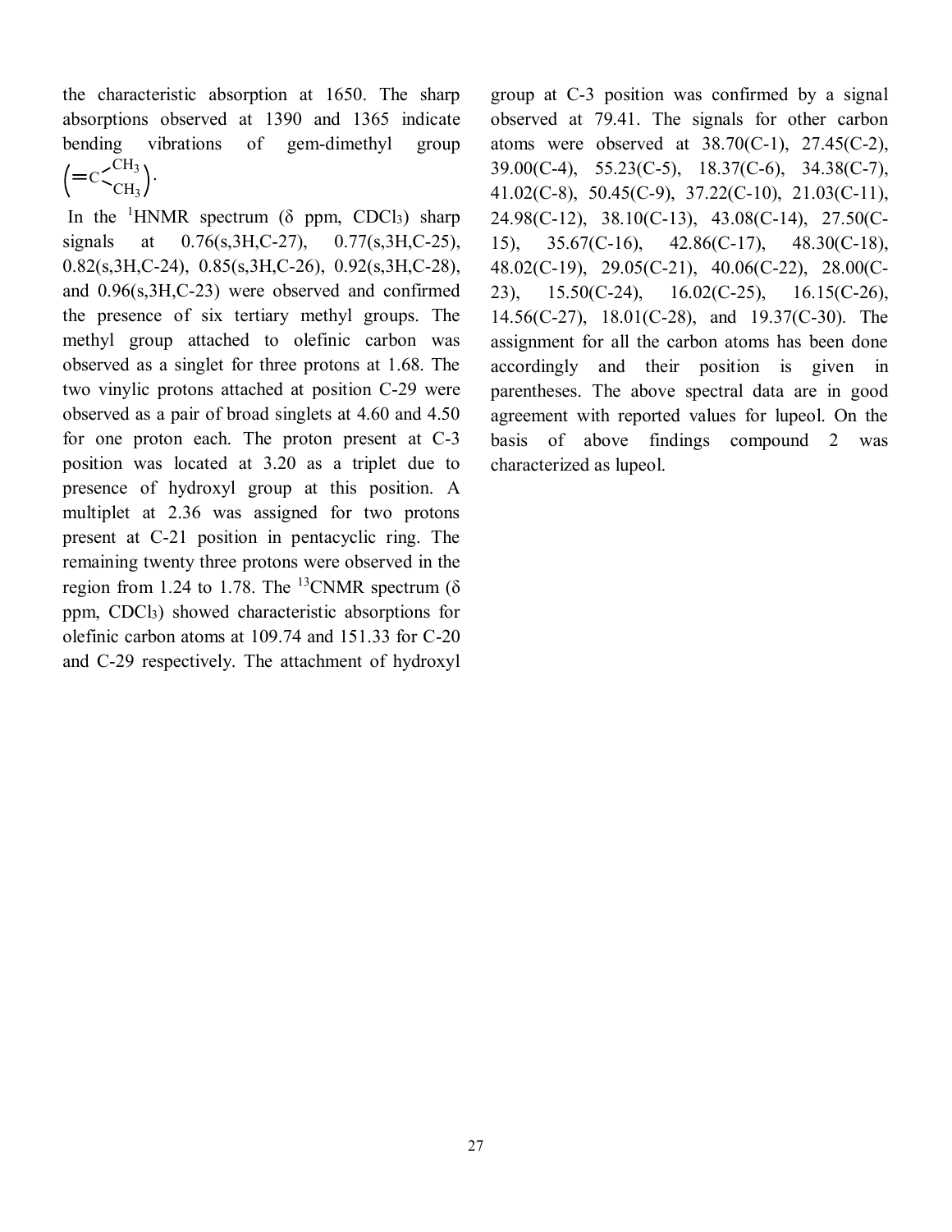the characteristic absorption at 1650. The sharp absorptions observed at 1390 and 1365 indicate bending vibrations of gem-dimethyl group $\left(=C\begin{smallmatrix}CH_3\\CH_3\end{smallmatrix}\right)$.

In the [1]HNMR spectrum (δ ppm, $CDCl_3$) sharp signals at 0.76(s,3H,C-27), 0.77(s,3H,C-25), 0.82(s,3H,C-24), 0.85(s,3H,C-26), 0.92(s,3H,C-28), and 0.96(s,3H,C-23) were observed and confirmed the presence of six tertiary methyl groups. The methyl group attached to olefinic carbon was observed as a singlet for three protons at 1.68. The two vinylic protons attached at position C-29 were observed as a pair of broad singlets at 4.60 and 4.50 for one proton each. The proton present at C-3 position was located at 3.20 as a triplet due to presence of hydroxyl group at this position. A multiplet at 2.36 was assigned for two protons present at C-21 position in pentacyclic ring. The remaining twenty three protons were observed in the region from 1.24 to 1.78. The [13]CNMR spectrum (δ ppm, $CDCl_3$) showed characteristic absorptions for olefinic carbon atoms at 109.74 and 151.33 for C-20 and C-29 respectively. The attachment of hydroxyl group at C-3 position was confirmed by a signal observed at 79.41. The signals for other carbon atoms were observed at 38.70(C-1), 27.45(C-2), 39.00(C-4), 55.23(C-5), 18.37(C-6), 34.38(C-7), 41.02(C-8), 50.45(C-9), 37.22(C-10), 21.03(C-11), 24.98(C-12), 38.10(C-13), 43.08(C-14), 27.50(C-15), 35.67(C-16), 42.86(C-17), 48.30(C-18), 48.02(C-19), 29.05(C-21), 40.06(C-22), 28.00(C-23), 15.50(C-24), 16.02(C-25), 16.15(C-26), 14.56(C-27), 18.01(C-28), and 19.37(C-30). The assignment for all the carbon atoms has been done accordingly and their position is given in parentheses. The above spectral data are in good agreement with reported values for lupeol. On the basis of above findings compound 2 was characterized as lupeol.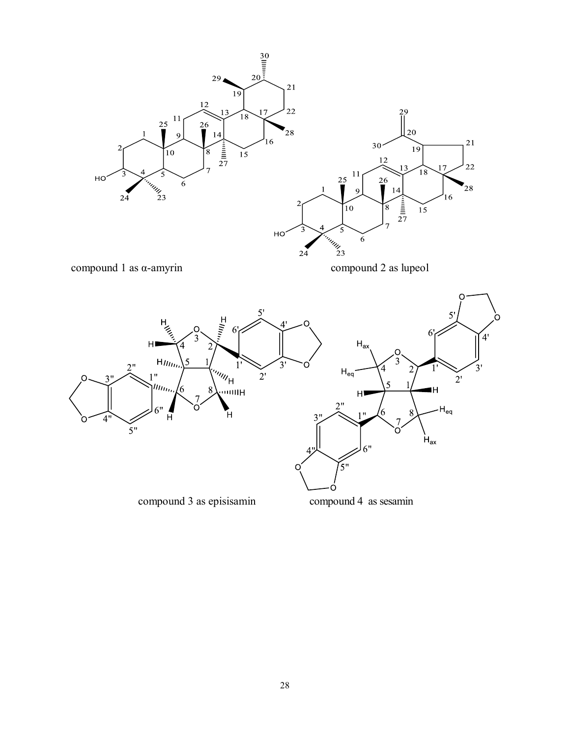compound 1 as α-amyrin

compound 2 as lupeol

compound 3 as episisamin

compound 4 as sesamin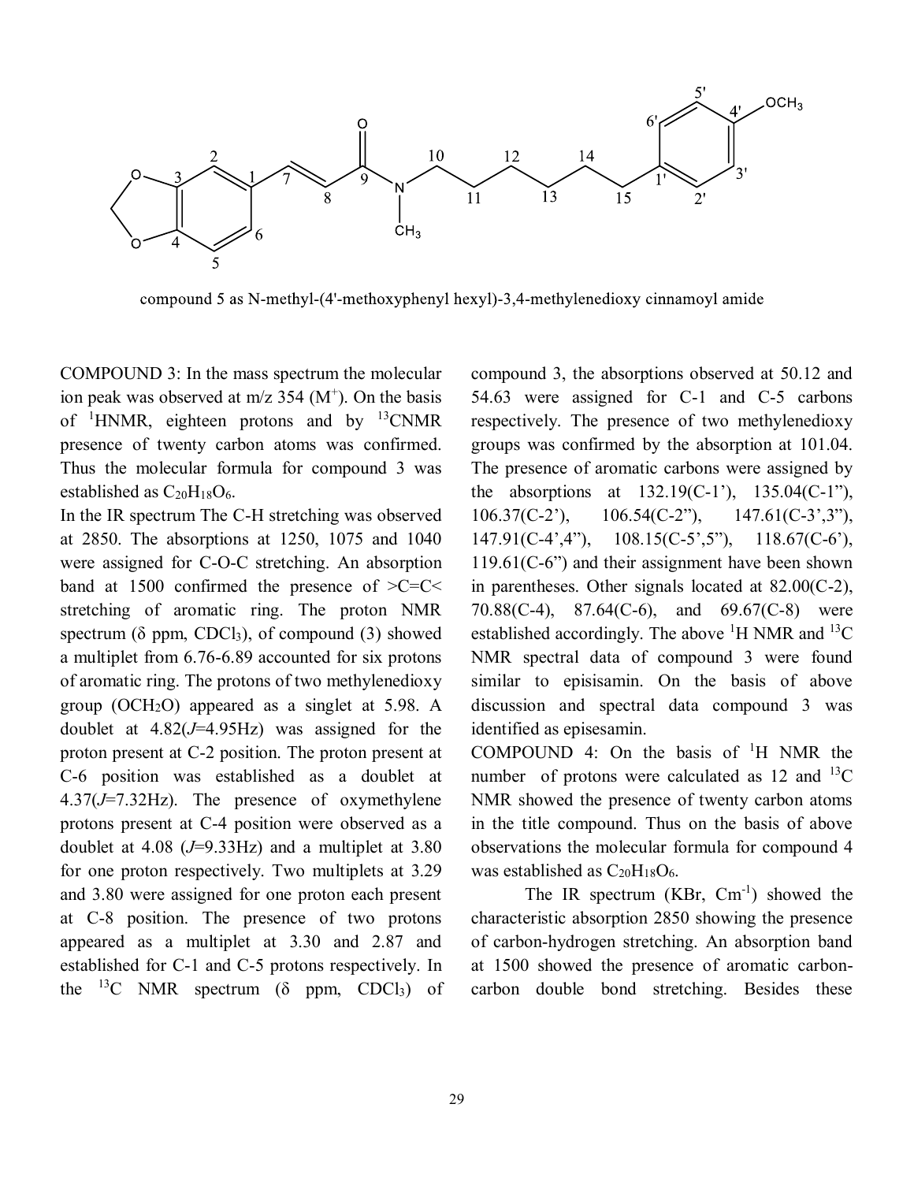compound 5 as N-methyl-(4'-methoxyphenyl hexyl)-3,4-methylenedioxy cinnamoyl amide

COMPOUND 3: In the mass spectrum the molecular ion peak was observed at m/z 354 ($M^+$). On the basis of $^1$HNMR, eighteen protons and by $^{13}$CNMR presence of twenty carbon atoms was confirmed. Thus the molecular formula for compound 3 was established as $C_{20}H_{18}O_6$.

In the IR spectrum The C-H stretching was observed at 2850. The absorptions at 1250, 1075 and 1040 were assigned for C-O-C stretching. An absorption band at 1500 confirmed the presence of >C=C< stretching of aromatic ring. The proton NMR spectrum (δ ppm, $CDCl_3$), of compound (3) showed a multiplet from 6.76-6.89 accounted for six protons of aromatic ring. The protons of two methylenedioxy group ($OCH_2O$) appeared as a singlet at 5.98. A doublet at 4.82(*J*=4.95Hz) was assigned for the proton present at C-2 position. The proton present at C-6 position was established as a doublet at 4.37(*J*=7.32Hz). The presence of oxymethylene protons present at C-4 position were observed as a doublet at 4.08 (*J*=9.33Hz) and a multiplet at 3.80 for one proton respectively. Two multiplets at 3.29 and 3.80 were assigned for one proton each present at C-8 position. The presence of two protons appeared as a multiplet at 3.30 and 2.87 and established for C-1 and C-5 protons respectively. In the $^{13}$C NMR spectrum (δ ppm, $CDCl_3$) of compound 3, the absorptions observed at 50.12 and 54.63 were assigned for C-1 and C-5 carbons respectively. The presence of two methylenedioxy groups was confirmed by the absorption at 101.04. The presence of aromatic carbons were assigned by the absorptions at 132.19(C-1'), 135.04(C-1''), 106.37(C-2'), 106.54(C-2''), 147.61(C-3',3''), 147.91(C-4',4''), 108.15(C-5',5''), 118.67(C-6'), 119.61(C-6'') and their assignment have been shown in parentheses. Other signals located at 82.00(C-2), 70.88(C-4), 87.64(C-6), and 69.67(C-8) were established accordingly. The above $^1$H NMR and $^{13}$C NMR spectral data of compound 3 were found similar to episisamin. On the basis of above discussion and spectral data compound 3 was identified as episesamin.

COMPOUND 4: On the basis of $^1$H NMR the number of protons were calculated as 12 and $^{13}$C NMR showed the presence of twenty carbon atoms in the title compound. Thus on the basis of above observations the molecular formula for compound 4 was established as $C_{20}H_{18}O_6$.

The IR spectrum (KBr, $Cm^{-1}$) showed the characteristic absorption 2850 showing the presence of carbon-hydrogen stretching. An absorption band at 1500 showed the presence of aromatic carbon-carbon double bond stretching. Besides these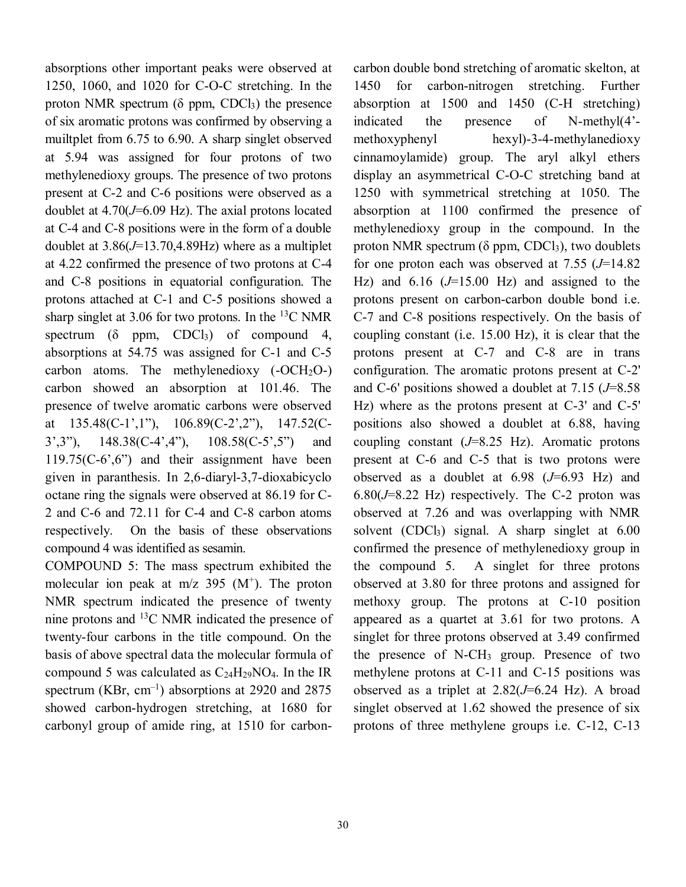absorptions other important peaks were observed at 1250, 1060, and 1020 for C-O-C stretching. In the proton NMR spectrum (δ ppm, $CDCl_3$) the presence of six aromatic protons was confirmed by observing a muiltplet from 6.75 to 6.90. A sharp singlet observed at 5.94 was assigned for four protons of two methylenedioxy groups. The presence of two protons present at C-2 and C-6 positions were observed as a doublet at 4.70(*J*=6.09 Hz). The axial protons located at C-4 and C-8 positions were in the form of a double doublet at 3.86(*J*=13.70,4.89Hz) where as a multiplet at 4.22 confirmed the presence of two protons at C-4 and C-8 positions in equatorial configuration. The protons attached at C-1 and C-5 positions showed a sharp singlet at 3.06 for two protons. In the $^{13}C$ NMR spectrum (δ ppm, $CDCl_3$) of compound 4, absorptions at 54.75 was assigned for C-1 and C-5 carbon atoms. The methylenedioxy ($-OCH_2O-$) carbon showed an absorption at 101.46. The presence of twelve aromatic carbons were observed at 135.48(C-1',1"), 106.89(C-2',2"), 147.52(C-3',3"), 148.38(C-4',4"), 108.58(C-5',5") and 119.75(C-6',6") and their assignment have been given in paranthesis. In 2,6-diaryl-3,7-dioxabicyclo octane ring the signals were observed at 86.19 for C-2 and C-6 and 72.11 for C-4 and C-8 carbon atoms respectively. On the basis of these observations compound 4 was identified as sesamin.

COMPOUND 5: The mass spectrum exhibited the molecular ion peak at m/z 395 ($M^+$). The proton NMR spectrum indicated the presence of twenty nine protons and $^{13}C$ NMR indicated the presence of twenty-four carbons in the title compound. On the basis of above spectral data the molecular formula of compound 5 was calculated as $C_{24}H_{29}NO_4$. In the IR spectrum (KBr, $cm^{-1}$) absorptions at 2920 and 2875 showed carbon-hydrogen stretching, at 1680 for carbonyl group of amide ring, at 1510 for carbon-carbon double bond stretching of aromatic skelton, at 1450 for carbon-nitrogen stretching. Further absorption at 1500 and 1450 (C-H stretching) indicated the presence of N-methyl(4'-methoxyphenyl hexyl)-3-4-methylanedioxy cinnamoylamide) group. The aryl alkyl ethers display an asymmetrical C-O-C stretching band at 1250 with symmetrical stretching at 1050. The absorption at 1100 confirmed the presence of methylenedioxy group in the compound. In the proton NMR spectrum (δ ppm, $CDCl_3$), two doublets for one proton each was observed at 7.55 (*J*=14.82 Hz) and 6.16 (*J*=15.00 Hz) and assigned to the protons present on carbon-carbon double bond i.e. C-7 and C-8 positions respectively. On the basis of coupling constant (i.e. 15.00 Hz), it is clear that the protons present at C-7 and C-8 are in trans configuration. The aromatic protons present at C-2' and C-6' positions showed a doublet at 7.15 (*J*=8.58 Hz) where as the protons present at C-3' and C-5' positions also showed a doublet at 6.88, having coupling constant (*J*=8.25 Hz). Aromatic protons present at C-6 and C-5 that is two protons were observed as a doublet at 6.98 (*J*=6.93 Hz) and 6.80(*J*=8.22 Hz) respectively. The C-2 proton was observed at 7.26 and was overlapping with NMR solvent ($CDCl_3$) signal. A sharp singlet at 6.00 confirmed the presence of methylenedioxy group in the compound 5. A singlet for three protons observed at 3.80 for three protons and assigned for methoxy group. The protons at C-10 position appeared as a quartet at 3.61 for two protons. A singlet for three protons observed at 3.49 confirmed the presence of $N-CH_3$ group. Presence of two methylene protons at C-11 and C-15 positions was observed as a triplet at 2.82(*J*=6.24 Hz). A broad singlet observed at 1.62 showed the presence of six protons of three methylene groups i.e. C-12, C-13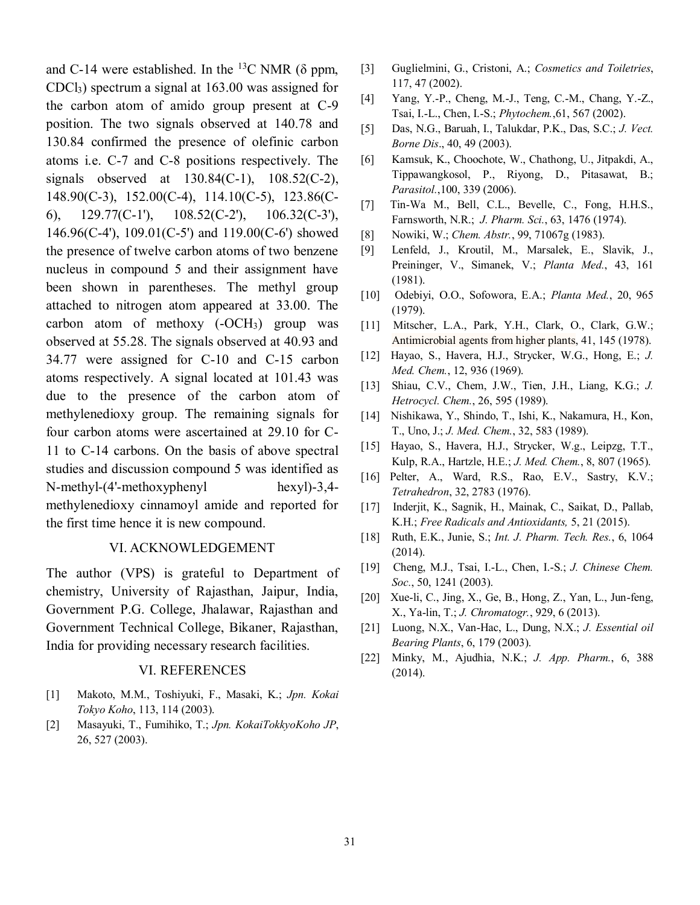and C-14 were established. In the $^{13}C$ NMR (δ ppm, $CDCl_3$) spectrum a signal at 163.00 was assigned for the carbon atom of amido group present at C-9 position. The two signals observed at 140.78 and 130.84 confirmed the presence of olefinic carbon atoms i.e. C-7 and C-8 positions respectively. The signals observed at 130.84(C-1), 108.52(C-2), 148.90(C-3), 152.00(C-4), 114.10(C-5), 123.86(C-6), 129.77(C-1'), 108.52(C-2'), 106.32(C-3'), 146.96(C-4'), 109.01(C-5') and 119.00(C-6') showed the presence of twelve carbon atoms of two benzene nucleus in compound 5 and their assignment have been shown in parentheses. The methyl group attached to nitrogen atom appeared at 33.00. The carbon atom of methoxy ($-OCH_3$) group was observed at 55.28. The signals observed at 40.93 and 34.77 were assigned for C-10 and C-15 carbon atoms respectively. A signal located at 101.43 was due to the presence of the carbon atom of methylenedioxy group. The remaining signals for four carbon atoms were ascertained at 29.10 for C-11 to C-14 carbons. On the basis of above spectral studies and discussion compound 5 was identified as N-methyl-(4'-methoxyphenyl hexyl)-3,4-methylenedioxy cinnamoyl amide and reported for the first time hence it is new compound.

## VI. ACKNOWLEDGEMENT

The author (VPS) is grateful to Department of chemistry, University of Rajasthan, Jaipur, India, Government P.G. College, Jhalawar, Rajasthan and Government Technical College, Bikaner, Rajasthan, India for providing necessary research facilities.

## VI. REFERENCES

[1] Makoto, M.M., Toshiyuki, F., Masaki, K.; *Jpn. Kokai Tokyo Koho*, 113, 114 (2003).

[2] Masayuki, T., Fumihiko, T.; *Jpn. KokaiTokkyoKoho JP*, 26, 527 (2003).

[3] Guglielmini, G., Cristoni, A.; *Cosmetics and Toiletries*, 117, 47 (2002).

[4] Yang, Y.-P., Cheng, M.-J., Teng, C.-M., Chang, Y.-Z., Tsai, I.-L., Chen, I.-S.; *Phytochem.*,61, 567 (2002).

[5] Das, N.G., Baruah, I., Talukdar, P.K., Das, S.C.; *J. Vect. Borne Dis*., 40, 49 (2003).

[6] Kamsuk, K., Choochote, W., Chathong, U., Jitpakdi, A., Tippawangkosol, P., Riyong, D., Pitasawat, B.; *Parasitol.*,100, 339 (2006).

[7] Tin-Wa M., Bell, C.L., Bevelle, C., Fong, H.H.S., Farnsworth, N.R.; *J. Pharm. Sci.*, 63, 1476 (1974).

[8] Nowiki, W.; *Chem. Abstr.*, 99, 71067g (1983).

[9] Lenfeld, J., Kroutil, M., Marsalek, E., Slavik, J., Preininger, V., Simanek, V.; *Planta Med.*, 43, 161 (1981).

[10] Odebiyi, O.O., Sofowora, E.A.; *Planta Med.*, 20, 965 (1979).

[11] Mitscher, L.A., Park, Y.H., Clark, O., Clark, G.W.; Antimicrobial agents from higher plants, 41, 145 (1978).

[12] Hayao, S., Havera, H.J., Strycker, W.G., Hong, E.; *J. Med. Chem.*, 12, 936 (1969).

[13] Shiau, C.V., Chem, J.W., Tien, J.H., Liang, K.G.; *J. Hetrocycl. Chem.*, 26, 595 (1989).

[14] Nishikawa, Y., Shindo, T., Ishi, K., Nakamura, H., Kon, T., Uno, J.; *J. Med. Chem.*, 32, 583 (1989).

[15] Hayao, S., Havera, H.J., Strycker, W.g., Leipzg, T.T., Kulp, R.A., Hartzle, H.E.; *J. Med. Chem.*, 8, 807 (1965).

[16] Pelter, A., Ward, R.S., Rao, E.V., Sastry, K.V.; *Tetrahedron*, 32, 2783 (1976).

[17] Inderjit, K., Sagnik, H., Mainak, C., Saikat, D., Pallab, K.H.; *Free Radicals and Antioxidants,* 5, 21 (2015).

[18] Ruth, E.K., Junie, S.; *Int. J. Pharm. Tech. Res.*, 6, 1064 (2014).

[19] Cheng, M.J., Tsai, I.-L., Chen, I.-S.; *J. Chinese Chem. Soc.*, 50, 1241 (2003).

[20] Xue-li, C., Jing, X., Ge, B., Hong, Z., Yan, L., Jun-feng, X., Ya-lin, T.; *J. Chromatogr.*, 929, 6 (2013).

[21] Luong, N.X., Van-Hac, L., Dung, N.X.; *J. Essential oil Bearing Plants*, 6, 179 (2003).

[22] Minky, M., Ajudhia, N.K.; *J. App. Pharm.*, 6, 388 (2014).